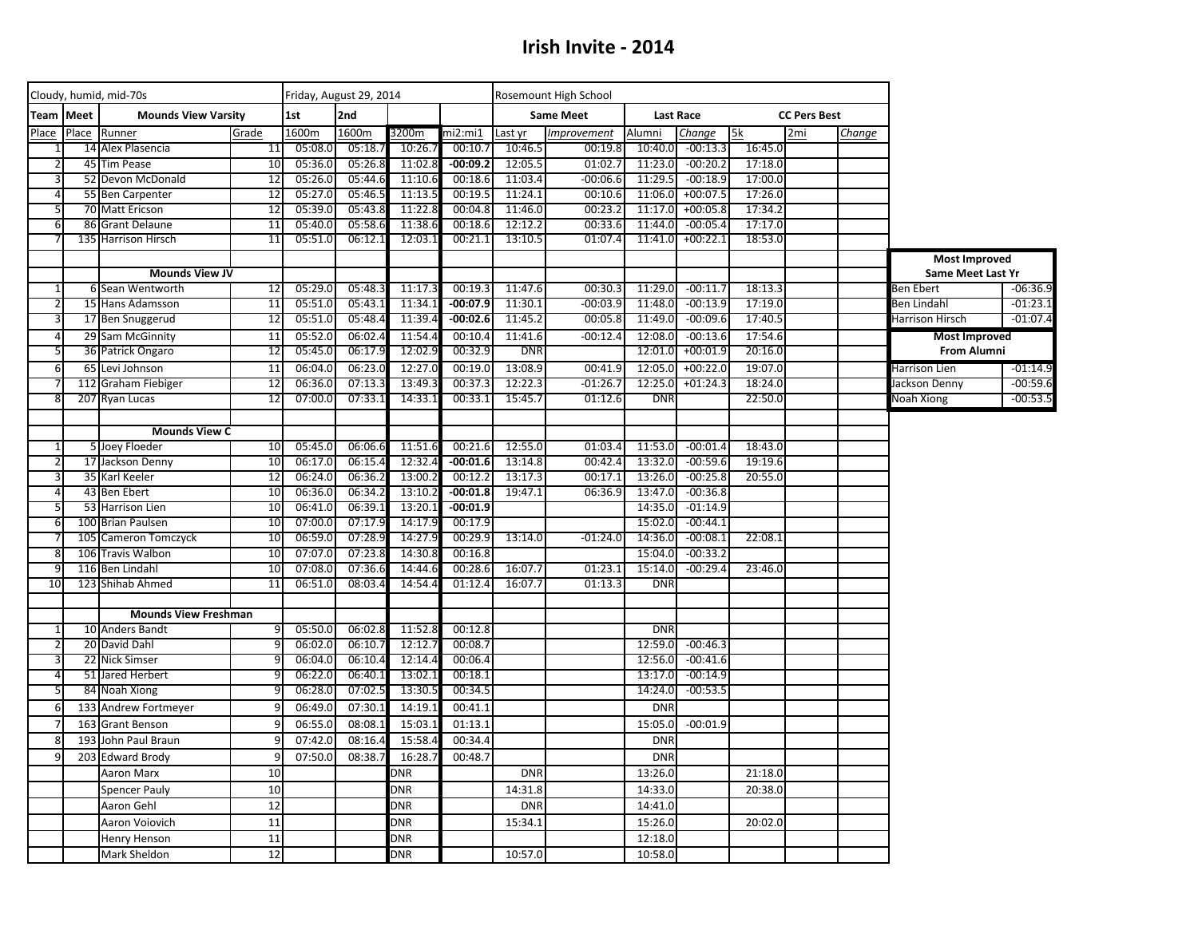# Irish Invite - 2014

| Cloudy, humid, mid-70s | | | | Friday, August 29, 2014 | | | | Rosemount High School | | | | | | |
|---|---|---|---|---|---|---|---|---|---|---|---|---|---|---|
| **Team** | **Meet** | **Mounds View Varsity** | | **1st** | **2nd** | | | **Same Meet** | | **Last Race** | | **CC Pers Best** | | |
| Place | Place | Runner | Grade | 1600m | 1600m | 3200m | mi2:mi1 | Last yr | *Improvement* | Alumni | *Change* | 5k | 2mi | *Change* |
| 1 | 14 | Alex Plasencia | 11 | 05:08.0 | 05:18.7 | 10:26.7 | 00:10.7 | 10:46.5 | 00:19.8 | 10:40.0 | -00:13.3 | 16:45.0 | | |
| 2 | 45 | Tim Pease | 10 | 05:36.0 | 05:26.8 | 11:02.8 | **-00:09.2** | 12:05.5 | 01:02.7 | 11:23.0 | -00:20.2 | 17:18.0 | | |
| 3 | 52 | Devon McDonald | 12 | 05:26.0 | 05:44.6 | 11:10.6 | 00:18.6 | 11:03.4 | -00:06.6 | 11:29.5 | -00:18.9 | 17:00.0 | | |
| 4 | 55 | Ben Carpenter | 12 | 05:27.0 | 05:46.5 | 11:13.5 | 00:19.5 | 11:24.1 | 00:10.6 | 11:06.0 | +00:07.5 | 17:26.0 | | |
| 5 | 70 | Matt Ericson | 12 | 05:39.0 | 05:43.8 | 11:22.8 | 00:04.8 | 11:46.0 | 00:23.2 | 11:17.0 | +00:05.8 | 17:34.2 | | |
| 6 | 86 | Grant Delaune | 11 | 05:40.0 | 05:58.6 | 11:38.6 | 00:18.6 | 12:12.2 | 00:33.6 | 11:44.0 | -00:05.4 | 17:17.0 | | |
| 7 | 135 | Harrison Hirsch | 11 | 05:51.0 | 06:12.1 | 12:03.1 | 00:21.1 | 13:10.5 | 01:07.4 | 11:41.0 | +00:22.1 | 18:53.0 | | |
| | | | | | | | | | | | | | | |
| | | **Mounds View JV** | | | | | | | | | | | | |
| 1 | 6 | Sean Wentworth | 12 | 05:29.0 | 05:48.3 | 11:17.3 | 00:19.3 | 11:47.6 | 00:30.3 | 11:29.0 | -00:11.7 | 18:13.3 | | |
| 2 | 15 | Hans Adamsson | 11 | 05:51.0 | 05:43.1 | 11:34.1 | **-00:07.9** | 11:30.1 | -00:03.9 | 11:48.0 | -00:13.9 | 17:19.0 | | |
| 3 | 17 | Ben Snuggerud | 12 | 05:51.0 | 05:48.4 | 11:39.4 | **-00:02.6** | 11:45.2 | 00:05.8 | 11:49.0 | -00:09.6 | 17:40.5 | | |
| 4 | 29 | Sam McGinnity | 11 | 05:52.0 | 06:02.4 | 11:54.4 | 00:10.4 | 11:41.6 | -00:12.4 | 12:08.0 | -00:13.6 | 17:54.6 | | |
| 5 | 36 | Patrick Ongaro | 12 | 05:45.0 | 06:17.9 | 12:02.9 | 00:32.9 | DNR | | 12:01.0 | +00:01.9 | 20:16.0 | | |
| 6 | 65 | Levi Johnson | 11 | 06:04.0 | 06:23.0 | 12:27.0 | 00:19.0 | 13:08.9 | 00:41.9 | 12:05.0 | +00:22.0 | 19:07.0 | | |
| 7 | 112 | Graham Fiebiger | 12 | 06:36.0 | 07:13.3 | 13:49.3 | 00:37.3 | 12:22.3 | -01:26.7 | 12:25.0 | +01:24.3 | 18:24.0 | | |
| 8 | 207 | Ryan Lucas | 12 | 07:00.0 | 07:33.1 | 14:33.1 | 00:33.1 | 15:45.7 | 01:12.6 | DNR | | 22:50.0 | | |
| | | | | | | | | | | | | | | |
| | | **Mounds View C** | | | | | | | | | | | | |
| 1 | 5 | Joey Floeder | 10 | 05:45.0 | 06:06.6 | 11:51.6 | 00:21.6 | 12:55.0 | 01:03.4 | 11:53.0 | -00:01.4 | 18:43.0 | | |
| 2 | 17 | Jackson Denny | 10 | 06:17.0 | 06:15.4 | 12:32.4 | **-00:01.6** | 13:14.8 | 00:42.4 | 13:32.0 | -00:59.6 | 19:19.6 | | |
| 3 | 35 | Karl Keeler | 12 | 06:24.0 | 06:36.2 | 13:00.2 | 00:12.2 | 13:17.3 | 00:17.1 | 13:26.0 | -00:25.8 | 20:55.0 | | |
| 4 | 43 | Ben Ebert | 10 | 06:36.0 | 06:34.2 | 13:10.2 | **-00:01.8** | 19:47.1 | 06:36.9 | 13:47.0 | -00:36.8 | | | |
| 5 | 53 | Harrison Lien | 10 | 06:41.0 | 06:39.1 | 13:20.1 | **-00:01.9** | | | 14:35.0 | -01:14.9 | | | |
| 6 | 100 | Brian Paulsen | 10 | 07:00.0 | 07:17.9 | 14:17.9 | 00:17.9 | | | 15:02.0 | -00:44.1 | | | |
| 7 | 105 | Cameron Tomczyck | 10 | 06:59.0 | 07:28.9 | 14:27.9 | 00:29.9 | 13:14.0 | -01:24.0 | 14:36.0 | -00:08.1 | 22:08.1 | | |
| 8 | 106 | Travis Walbon | 10 | 07:07.0 | 07:23.8 | 14:30.8 | 00:16.8 | | | 15:04.0 | -00:33.2 | | | |
| 9 | 116 | Ben Lindahl | 10 | 07:08.0 | 07:36.6 | 14:44.6 | 00:28.6 | 16:07.7 | 01:23.1 | 15:14.0 | -00:29.4 | 23:46.0 | | |
| 10 | 123 | Shihab Ahmed | 11 | 06:51.0 | 08:03.4 | 14:54.4 | 01:12.4 | 16:07.7 | 01:13.3 | DNR | | | | |
| | | | | | | | | | | | | | | |
| | | **Mounds View Freshman** | | | | | | | | | | | | |
| 1 | 10 | Anders Bandt | 9 | 05:50.0 | 06:02.8 | 11:52.8 | 00:12.8 | | | DNR | | | | |
| 2 | 20 | David Dahl | 9 | 06:02.0 | 06:10.7 | 12:12.7 | 00:08.7 | | | 12:59.0 | -00:46.3 | | | |
| 3 | 22 | Nick Simser | 9 | 06:04.0 | 06:10.4 | 12:14.4 | 00:06.4 | | | 12:56.0 | -00:41.6 | | | |
| 4 | 51 | Jared Herbert | 9 | 06:22.0 | 06:40.1 | 13:02.1 | 00:18.1 | | | 13:17.0 | -00:14.9 | | | |
| 5 | 84 | Noah Xiong | 9 | 06:28.0 | 07:02.5 | 13:30.5 | 00:34.5 | | | 14:24.0 | -00:53.5 | | | |
| 6 | 133 | Andrew Fortmeyer | 9 | 06:49.0 | 07:30.1 | 14:19.1 | 00:41.1 | | | DNR | | | | |
| 7 | 163 | Grant Benson | 9 | 06:55.0 | 08:08.1 | 15:03.1 | 01:13.1 | | | 15:05.0 | -00:01.9 | | | |
| 8 | 193 | John Paul Braun | 9 | 07:42.0 | 08:16.4 | 15:58.4 | 00:34.4 | | | DNR | | | | |
| 9 | 203 | Edward Brody | 9 | 07:50.0 | 08:38.7 | 16:28.7 | 00:48.7 | | | DNR | | | | |
| | | Aaron Marx | 10 | | | DNR | | DNR | | 13:26.0 | | 21:18.0 | | |
| | | Spencer Pauly | 10 | | | DNR | | 14:31.8 | | 14:33.0 | | 20:38.0 | | |
| | | Aaron Gehl | 12 | | | DNR | | DNR | | 14:41.0 | | | | |
| | | Aaron Voiovich | 11 | | | DNR | | 15:34.1 | | 15:26.0 | | 20:02.0 | | |
| | | Henry Henson | 11 | | | DNR | | | | 12:18.0 | | | | |
| | | Mark Sheldon | 12 | | | DNR | | 10:57.0 | | 10:58.0 | | | | |

| **Most Improved Same Meet Last Yr** | |
|---|---|
| Ben Ebert | -06:36.9 |
| Ben Lindahl | -01:23.1 |
| Harrison Hirsch | -01:07.4 |
| **Most Improved From Alumni** | |
| Harrison Lien | -01:14.9 |
| Jackson Denny | -00:59.6 |
| Noah Xiong | -00:53.5 |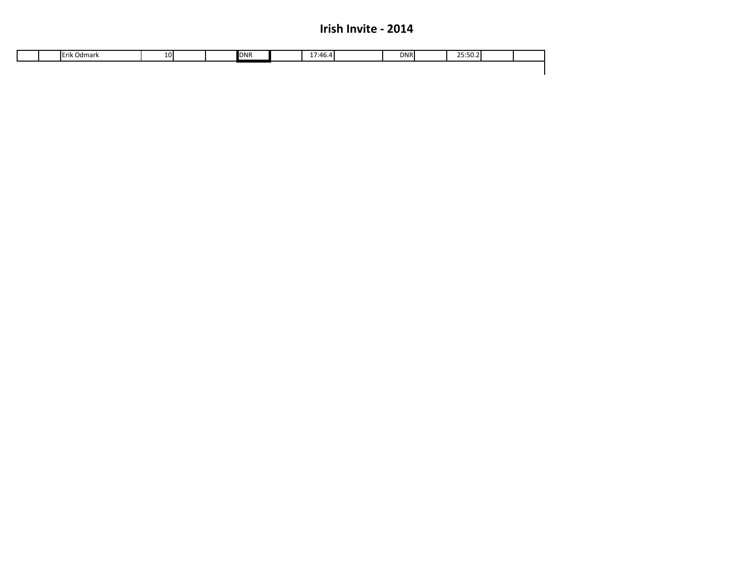| | | | | | | | | | | | | | | |
|---|---|---|---|---|---|---|---|---|---|---|---|---|---|---|
| | | Erik Odmark | 10 | | | DNR | | 17:46.4 | | DNR | | 25:50.2 | | |